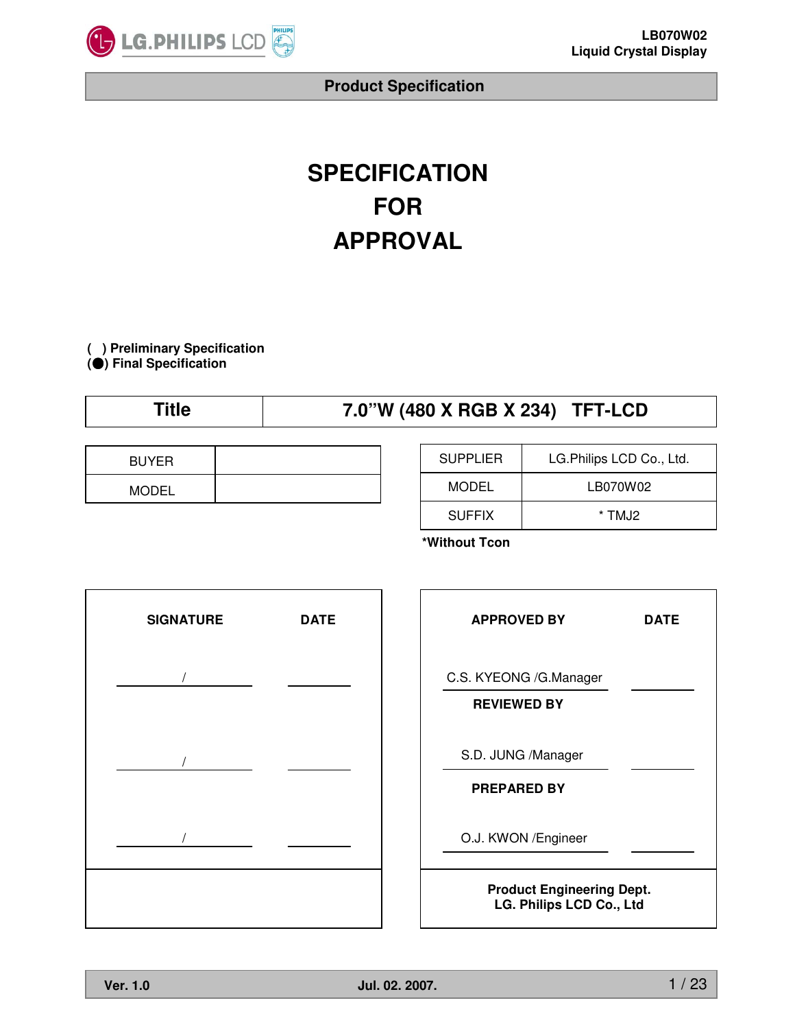# SPECIFICATION
# FOR
# APPROVAL

( ) **Preliminary Specification**
(●) **Final Specification**

| Title | 7.0"W (480 X RGB X 234) TFT-LCD |
|---|---|

| BUYER | |
|---|---|
| MODEL | |

| SUPPLIER | LG.Philips LCD Co., Ltd. |
|---|---|
| MODEL | LB070W02 |
| SUFFIX | * TMJ2 |

**\*Without Tcon**

| SIGNATURE | DATE |
|---|---|
| / | |
| / | |
| / | |

| APPROVED BY | DATE |
|---|---|
| C.S. KYEONG /G.Manager | |
| **REVIEWED BY** | |
| S.D. JUNG /Manager | |
| **PREPARED BY** | |
| O.J. KWON /Engineer | |

**Product Engineering Dept.**
**LG. Philips LCD Co., Ltd**

Ver. 1.0 Jul. 02. 2007.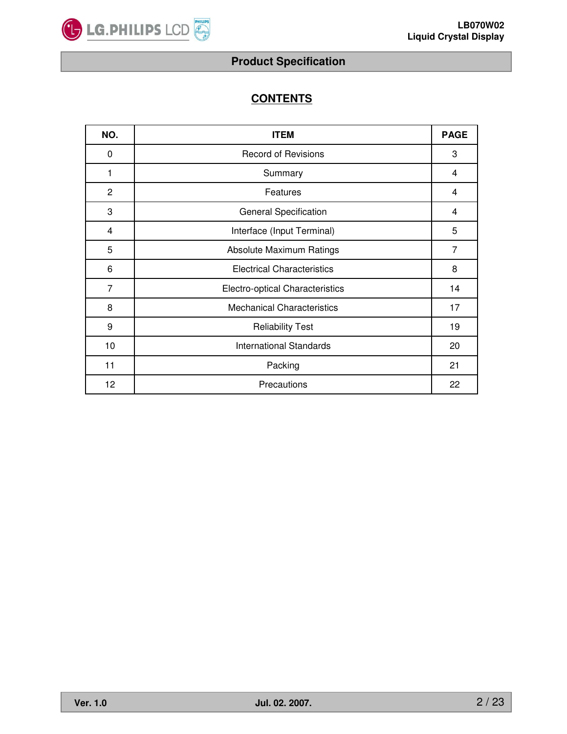# CONTENTS

| NO. | ITEM | PAGE |
|---|---|---|
| 0 | Record of Revisions | 3 |
| 1 | Summary | 4 |
| 2 | Features | 4 |
| 3 | General Specification | 4 |
| 4 | Interface (Input Terminal) | 5 |
| 5 | Absolute Maximum Ratings | 7 |
| 6 | Electrical Characteristics | 8 |
| 7 | Electro-optical Characteristics | 14 |
| 8 | Mechanical Characteristics | 17 |
| 9 | Reliability Test | 19 |
| 10 | International Standards | 20 |
| 11 | Packing | 21 |
| 12 | Precautions | 22 |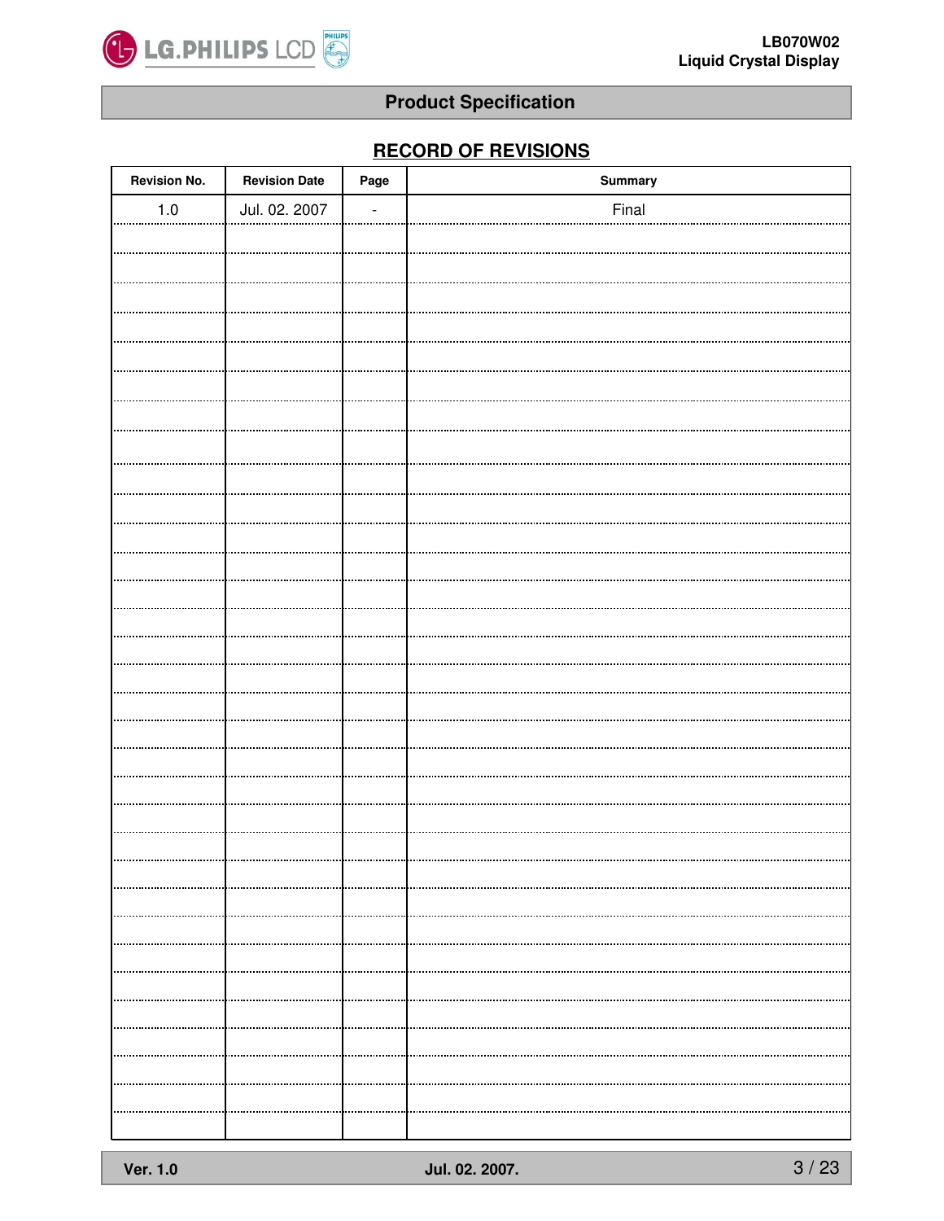## Product Specification

### RECORD OF REVISIONS

| Revision No. | Revision Date | Page | Summary |
| --- | --- | --- | --- |
| 1.0 | Jul. 02. 2007 | - | Final |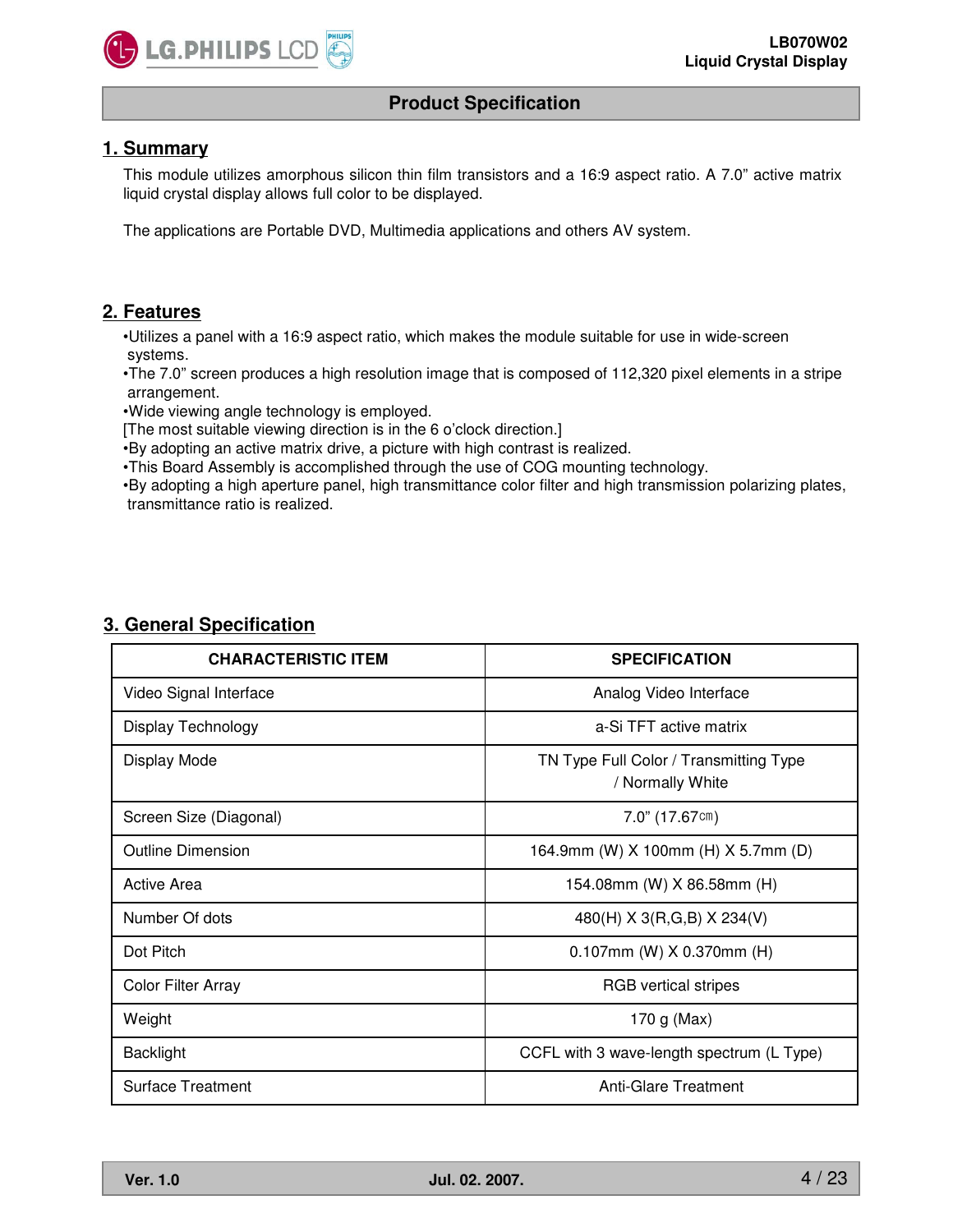## Product Specification

## 1. Summary

This module utilizes amorphous silicon thin film transistors and a 16:9 aspect ratio. A 7.0" active matrix liquid crystal display allows full color to be displayed.

The applications are Portable DVD, Multimedia applications and others AV system.

## 2. Features

- Utilizes a panel with a 16:9 aspect ratio, which makes the module suitable for use in wide-screen systems.
- The 7.0" screen produces a high resolution image that is composed of 112,320 pixel elements in a stripe arrangement.
- Wide viewing angle technology is employed.
  [The most suitable viewing direction is in the 6 o'clock direction.]
- By adopting an active matrix drive, a picture with high contrast is realized.
- This Board Assembly is accomplished through the use of COG mounting technology.
- By adopting a high aperture panel, high transmittance color filter and high transmission polarizing plates, transmittance ratio is realized.

## 3. General Specification

| CHARACTERISTIC ITEM | SPECIFICATION |
|---|---|
| Video Signal Interface | Analog Video Interface |
| Display Technology | a-Si TFT active matrix |
| Display Mode | TN Type Full Color / Transmitting Type / Normally White |
| Screen Size (Diagonal) | 7.0" (17.67㎝) |
| Outline Dimension | 164.9mm (W) X 100mm (H) X 5.7mm (D) |
| Active Area | 154.08mm (W) X 86.58mm (H) |
| Number Of dots | 480(H) X 3(R,G,B) X 234(V) |
| Dot Pitch | 0.107mm (W) X 0.370mm (H) |
| Color Filter Array | RGB vertical stripes |
| Weight | 170 g (Max) |
| Backlight | CCFL with 3 wave-length spectrum (L Type) |
| Surface Treatment | Anti-Glare Treatment |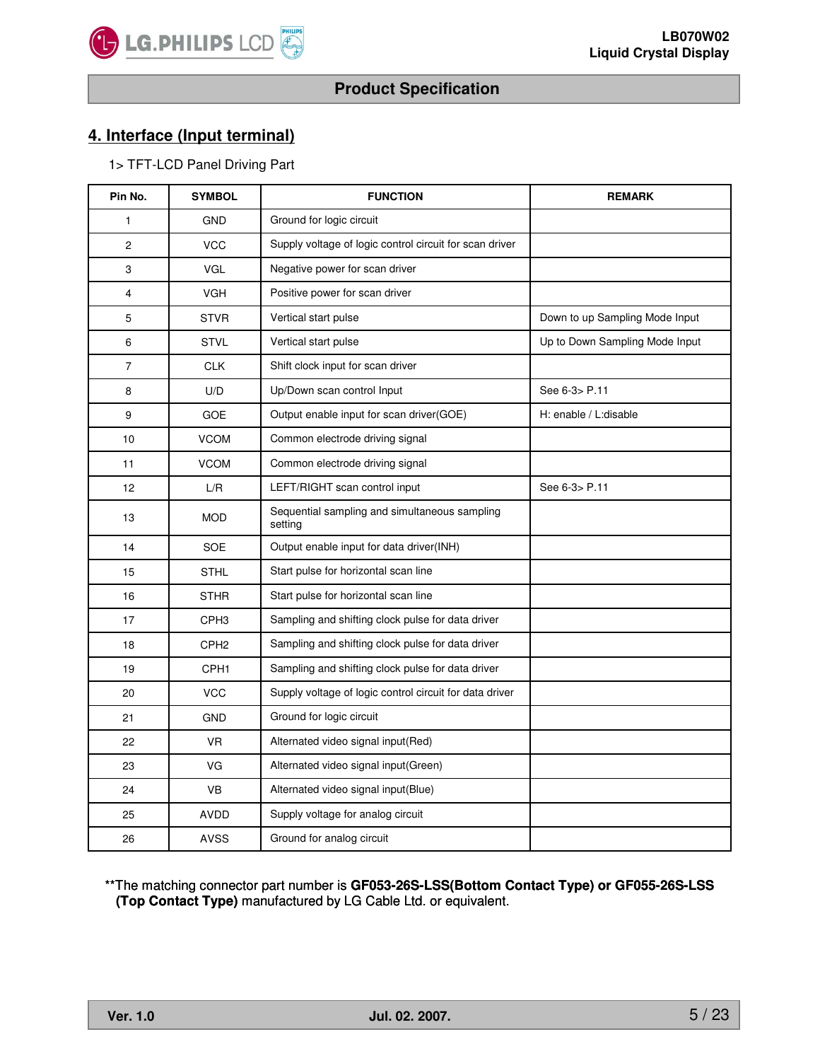# 4. Interface (Input terminal)

1> TFT-LCD Panel Driving Part

| Pin No. | SYMBOL | FUNCTION | REMARK |
|---|---|---|---|
| 1 | GND | Ground for logic circuit | |
| 2 | VCC | Supply voltage of logic control circuit for scan driver | |
| 3 | VGL | Negative power for scan driver | |
| 4 | VGH | Positive power for scan driver | |
| 5 | STVR | Vertical start pulse | Down to up Sampling Mode Input |
| 6 | STVL | Vertical start pulse | Up to Down Sampling Mode Input |
| 7 | CLK | Shift clock input for scan driver | |
| 8 | U/D | Up/Down scan control Input | See 6-3> P.11 |
| 9 | GOE | Output enable input for scan driver(GOE) | H: enable / L:disable |
| 10 | VCOM | Common electrode driving signal | |
| 11 | VCOM | Common electrode driving signal | |
| 12 | L/R | LEFT/RIGHT scan control input | See 6-3> P.11 |
| 13 | MOD | Sequential sampling and simultaneous sampling setting | |
| 14 | SOE | Output enable input for data driver(INH) | |
| 15 | STHL | Start pulse for horizontal scan line | |
| 16 | STHR | Start pulse for horizontal scan line | |
| 17 | CPH3 | Sampling and shifting clock pulse for data driver | |
| 18 | CPH2 | Sampling and shifting clock pulse for data driver | |
| 19 | CPH1 | Sampling and shifting clock pulse for data driver | |
| 20 | VCC | Supply voltage of logic control circuit for data driver | |
| 21 | GND | Ground for logic circuit | |
| 22 | VR | Alternated video signal input(Red) | |
| 23 | VG | Alternated video signal input(Green) | |
| 24 | VB | Alternated video signal input(Blue) | |
| 25 | AVDD | Supply voltage for analog circuit | |
| 26 | AVSS | Ground for analog circuit | |

**The matching connector part number is **GF053-26S-LSS(Bottom Contact Type) or GF055-26S-LSS (Top Contact Type)** manufactured by LG Cable Ltd. or equivalent.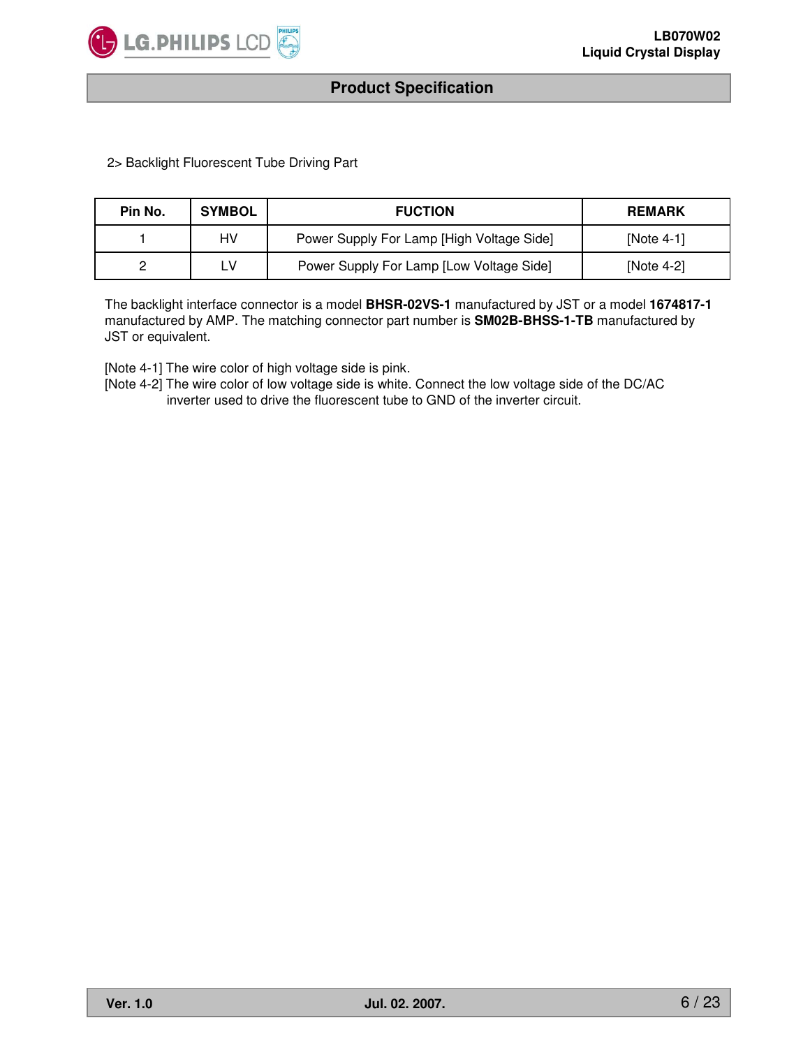2> Backlight Fluorescent Tube Driving Part

| Pin No. | SYMBOL | FUCTION | REMARK |
|---|---|---|---|
| 1 | HV | Power Supply For Lamp [High Voltage Side] | [Note 4-1] |
| 2 | LV | Power Supply For Lamp [Low Voltage Side] | [Note 4-2] |

The backlight interface connector is a model **BHSR-02VS-1** manufactured by JST or a model **1674817-1** manufactured by AMP. The matching connector part number is **SM02B-BHSS-1-TB** manufactured by JST or equivalent.

[Note 4-1] The wire color of high voltage side is pink.
[Note 4-2] The wire color of low voltage side is white. Connect the low voltage side of the DC/AC inverter used to drive the fluorescent tube to GND of the inverter circuit.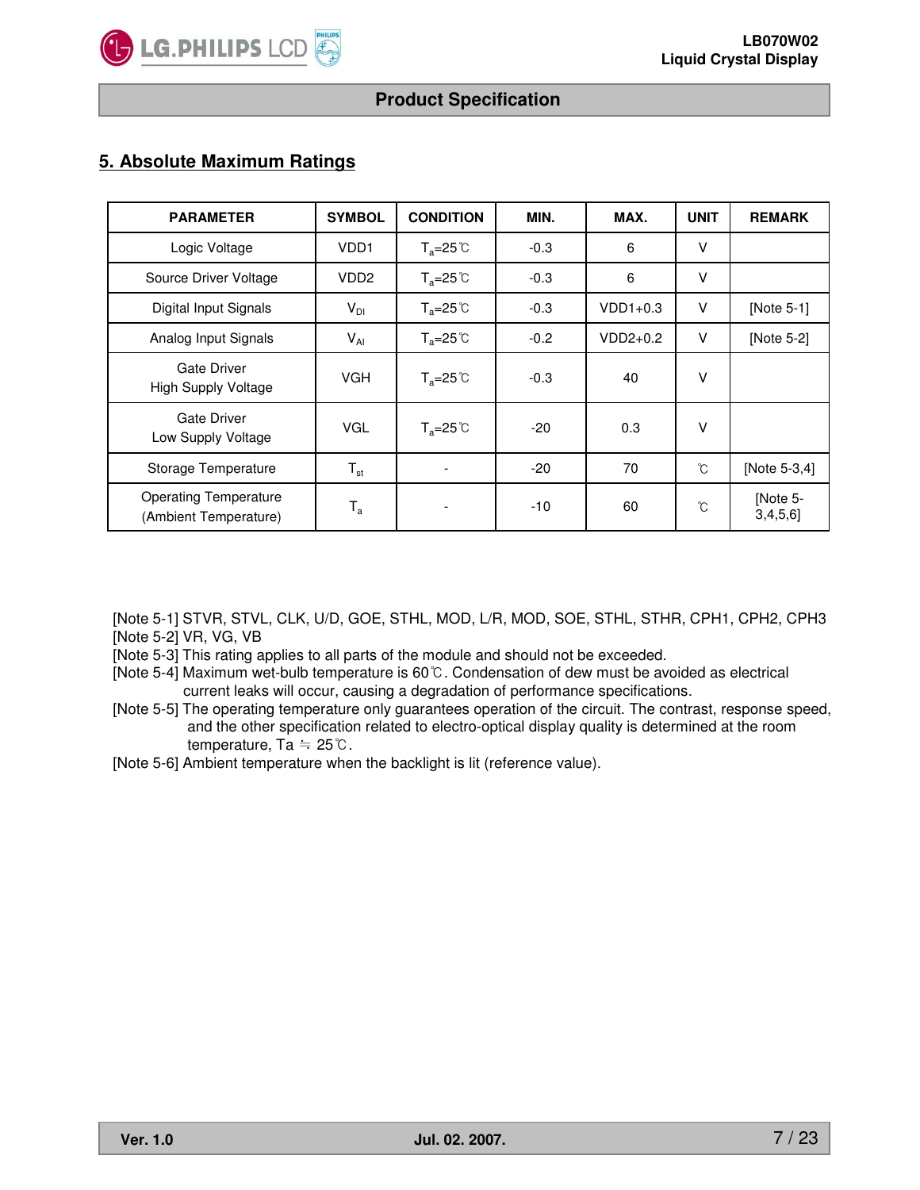## 5. Absolute Maximum Ratings

| PARAMETER | SYMBOL | CONDITION | MIN. | MAX. | UNIT | REMARK |
|---|---|---|---|---|---|---|
| Logic Voltage | VDD1 | $T_a$=25℃ | -0.3 | 6 | V | |
| Source Driver Voltage | VDD2 | $T_a$=25℃ | -0.3 | 6 | V | |
| Digital Input Signals | $V_{DI}$ | $T_a$=25℃ | -0.3 | VDD1+0.3 | V | [Note 5-1] |
| Analog Input Signals | $V_{AI}$ | $T_a$=25℃ | -0.2 | VDD2+0.2 | V | [Note 5-2] |
| Gate Driver High Supply Voltage | VGH | $T_a$=25℃ | -0.3 | 40 | V | |
| Gate Driver Low Supply Voltage | VGL | $T_a$=25℃ | -20 | 0.3 | V | |
| Storage Temperature | $T_{st}$ | - | -20 | 70 | ℃ | [Note 5-3,4] |
| Operating Temperature (Ambient Temperature) | $T_a$ | - | -10 | 60 | ℃ | [Note 5-3,4,5,6] |

[Note 5-1] STVR, STVL, CLK, U/D, GOE, STHL, MOD, L/R, MOD, SOE, STHL, STHR, CPH1, CPH2, CPH3

[Note 5-2] VR, VG, VB

[Note 5-3] This rating applies to all parts of the module and should not be exceeded.

[Note 5-4] Maximum wet-bulb temperature is 60℃. Condensation of dew must be avoided as electrical current leaks will occur, causing a degradation of performance specifications.

[Note 5-5] The operating temperature only guarantees operation of the circuit. The contrast, response speed, and the other specification related to electro-optical display quality is determined at the room temperature, Ta ≒ 25℃.

[Note 5-6] Ambient temperature when the backlight is lit (reference value).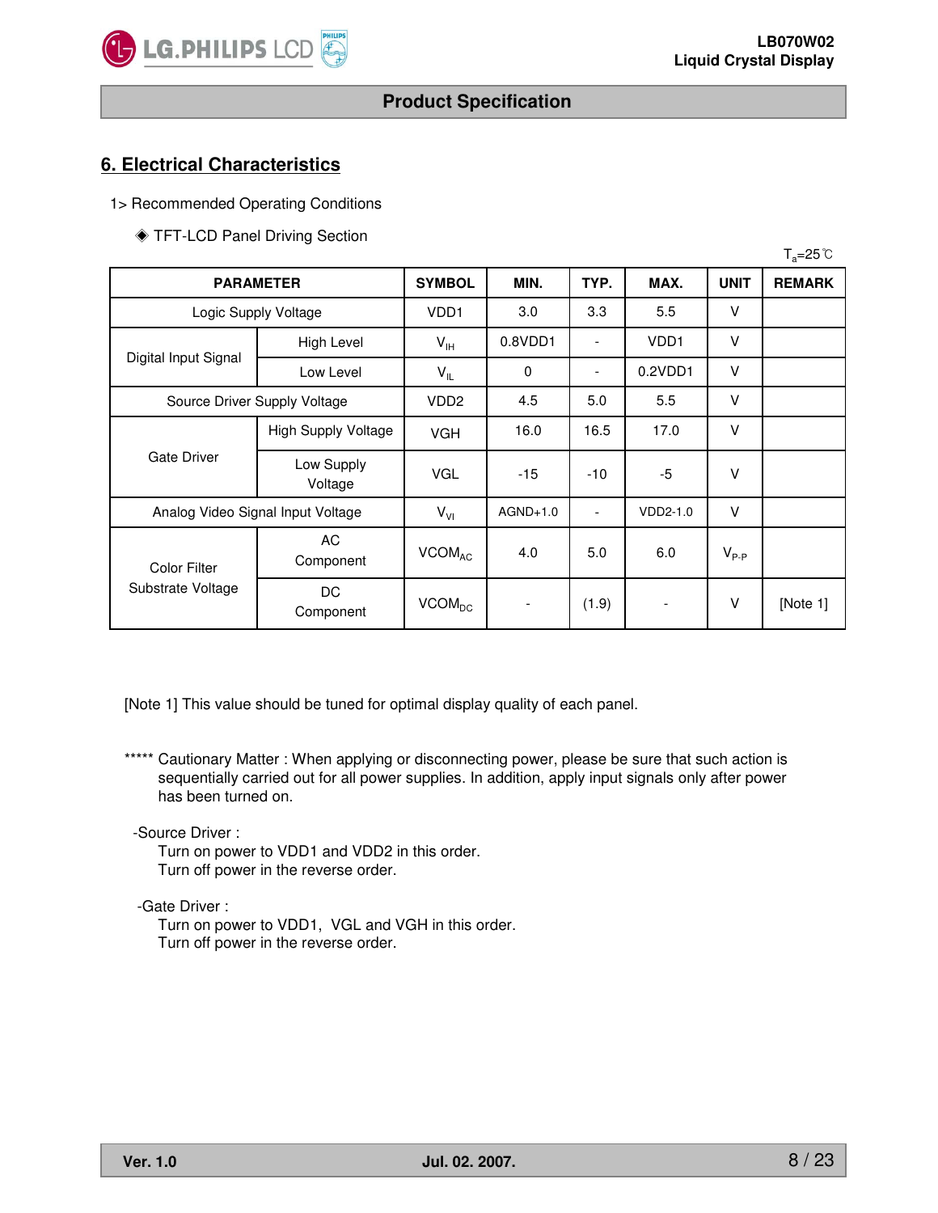## 6. Electrical Characteristics

1> Recommended Operating Conditions

◈ TFT-LCD Panel Driving Section

$T_a$=25℃

| PARAMETER | | SYMBOL | MIN. | TYP. | MAX. | UNIT | REMARK |
|---|---|---|---|---|---|---|---|
| Logic Supply Voltage | | VDD1 | 3.0 | 3.3 | 5.5 | V | |
| Digital Input Signal | High Level | $V_{IH}$ | 0.8VDD1 | - | VDD1 | V | |
| | Low Level | $V_{IL}$ | 0 | - | 0.2VDD1 | V | |
| Source Driver Supply Voltage | | VDD2 | 4.5 | 5.0 | 5.5 | V | |
| Gate Driver | High Supply Voltage | VGH | 16.0 | 16.5 | 17.0 | V | |
| | Low Supply Voltage | VGL | -15 | -10 | -5 | V | |
| Analog Video Signal Input Voltage | | $V_{VI}$ | AGND+1.0 | - | VDD2-1.0 | V | |
| Color Filter Substrate Voltage | AC Component | $VCOM_{AC}$ | 4.0 | 5.0 | 6.0 | $V_{P-P}$ | |
| | DC Component | $VCOM_{DC}$ | - | (1.9) | - | V | [Note 1] |

[Note 1] This value should be tuned for optimal display quality of each panel.

***** Cautionary Matter : When applying or disconnecting power, please be sure that such action is sequentially carried out for all power supplies. In addition, apply input signals only after power has been turned on.

-Source Driver :
Turn on power to VDD1 and VDD2 in this order.
Turn off power in the reverse order.

-Gate Driver :
Turn on power to VDD1, VGL and VGH in this order.
Turn off power in the reverse order.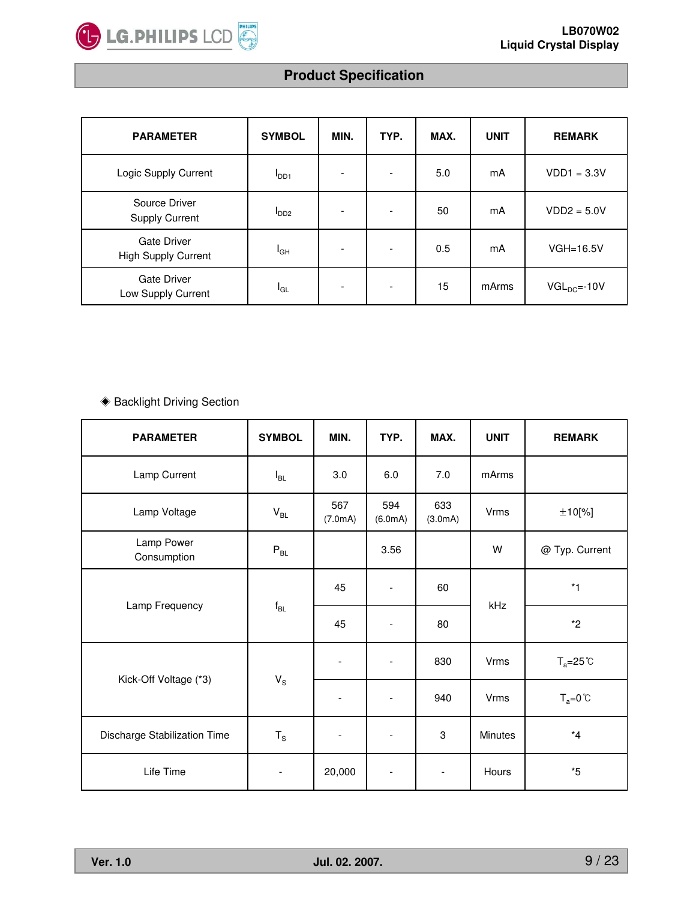| PARAMETER | SYMBOL | MIN. | TYP. | MAX. | UNIT | REMARK |
|---|---|---|---|---|---|---|
| Logic Supply Current | $I_{DD1}$ | - | - | 5.0 | mA | VDD1 = 3.3V |
| Source Driver Supply Current | $I_{DD2}$ | - | - | 50 | mA | VDD2 = 5.0V |
| Gate Driver High Supply Current | $I_{GH}$ | - | - | 0.5 | mA | VGH=16.5V |
| Gate Driver Low Supply Current | $I_{GL}$ | - | - | 15 | mArms | $VGL_{DC}$=-10V |

◈ Backlight Driving Section

| PARAMETER | SYMBOL | MIN. | TYP. | MAX. | UNIT | REMARK |
|---|---|---|---|---|---|---|
| Lamp Current | $I_{BL}$ | 3.0 | 6.0 | 7.0 | mArms | |
| Lamp Voltage | $V_{BL}$ | 567 (7.0mA) | 594 (6.0mA) | 633 (3.0mA) | Vrms | ±10[%] |
| Lamp Power Consumption | $P_{BL}$ | | 3.56 | | W | @ Typ. Current |
| Lamp Frequency | $f_{BL}$ | 45 | - | 60 | kHz | *1 |
| | | 45 | - | 80 | | *2 |
| Kick-Off Voltage (*3) | $V_S$ | - | - | 830 | Vrms | $T_a$=25℃ |
| | | - | - | 940 | Vrms | $T_a$=0℃ |
| Discharge Stabilization Time | $T_S$ | - | - | 3 | Minutes | *4 |
| Life Time | - | 20,000 | - | - | Hours | *5 |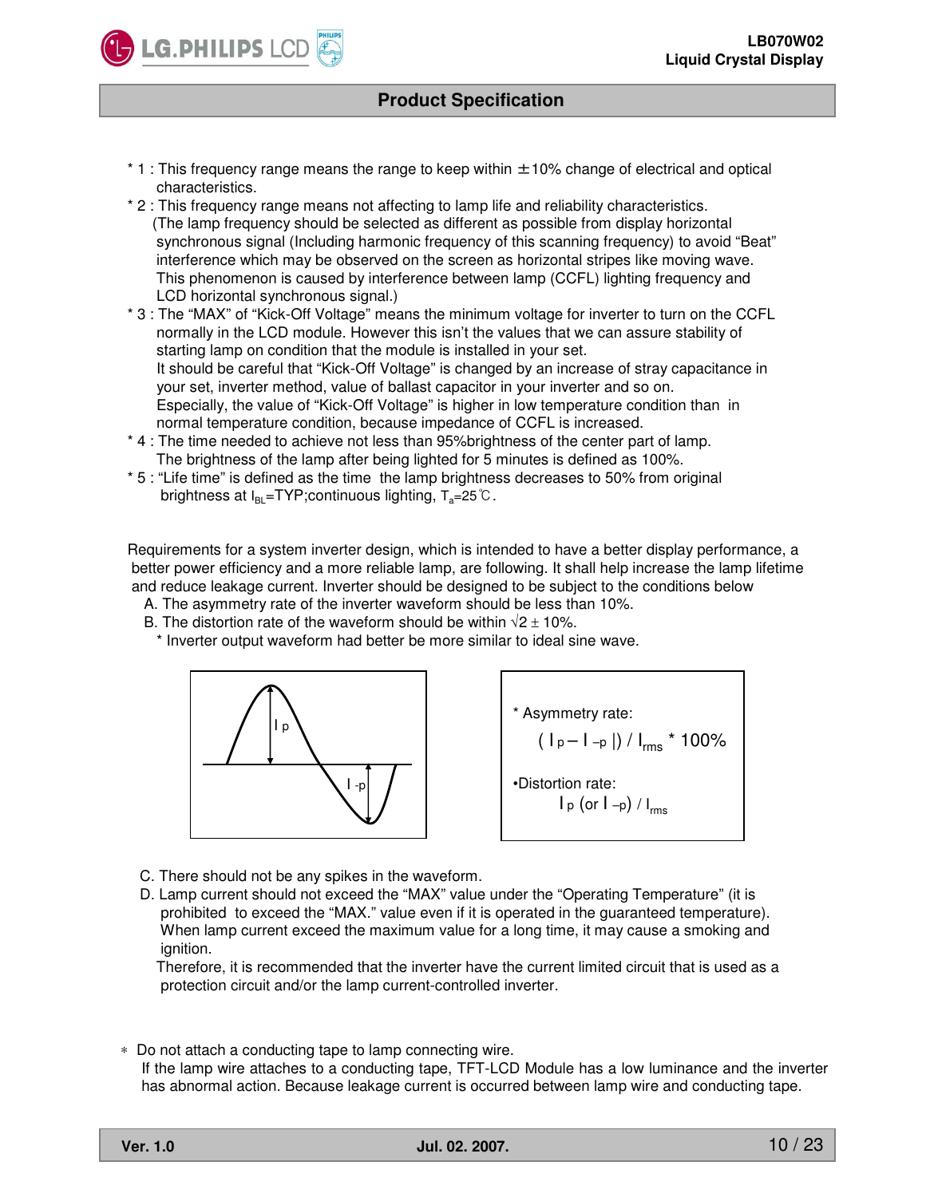\* 1 : This frequency range means the range to keep within ±10% change of electrical and optical characteristics.

\* 2 : This frequency range means not affecting to lamp life and reliability characteristics.
(The lamp frequency should be selected as different as possible from display horizontal synchronous signal (Including harmonic frequency of this scanning frequency) to avoid "Beat" interference which may be observed on the screen as horizontal stripes like moving wave. This phenomenon is caused by interference between lamp (CCFL) lighting frequency and LCD horizontal synchronous signal.)

\* 3 : The "MAX" of "Kick-Off Voltage" means the minimum voltage for inverter to turn on the CCFL normally in the LCD module. However this isn't the values that we can assure stability of starting lamp on condition that the module is installed in your set.
It should be careful that "Kick-Off Voltage" is changed by an increase of stray capacitance in your set, inverter method, value of ballast capacitor in your inverter and so on.
Especially, the value of "Kick-Off Voltage" is higher in low temperature condition than in normal temperature condition, because impedance of CCFL is increased.

\* 4 : The time needed to achieve not less than 95%brightness of the center part of lamp.
The brightness of the lamp after being lighted for 5 minutes is defined as 100%.

\* 5 : "Life time" is defined as the time the lamp brightness decreases to 50% from original brightness at $I_{BL}$=TYP;continuous lighting, $T_a$=25℃.

Requirements for a system inverter design, which is intended to have a better display performance, a better power efficiency and a more reliable lamp, are following. It shall help increase the lamp lifetime and reduce leakage current. Inverter should be designed to be subject to the conditions below

A. The asymmetry rate of the inverter waveform should be less than 10%.

B. The distortion rate of the waveform should be within $\sqrt{2} \pm 10\%$.

\* Inverter output waveform had better be more similar to ideal sine wave.

\* Asymmetry rate:

$$(\,I_p - I_{-p}\,|) / I_{rms} * 100\%$$

•Distortion rate:

$$I_p \text{ (or } I_{-p}) / I_{rms}$$

C. There should not be any spikes in the waveform.

D. Lamp current should not exceed the "MAX" value under the "Operating Temperature" (it is prohibited to exceed the "MAX." value even if it is operated in the guaranteed temperature). When lamp current exceed the maximum value for a long time, it may cause a smoking and ignition.
Therefore, it is recommended that the inverter have the current limited circuit that is used as a protection circuit and/or the lamp current-controlled inverter.

∗ Do not attach a conducting tape to lamp connecting wire.
If the lamp wire attaches to a conducting tape, TFT-LCD Module has a low luminance and the inverter has abnormal action. Because leakage current is occurred between lamp wire and conducting tape.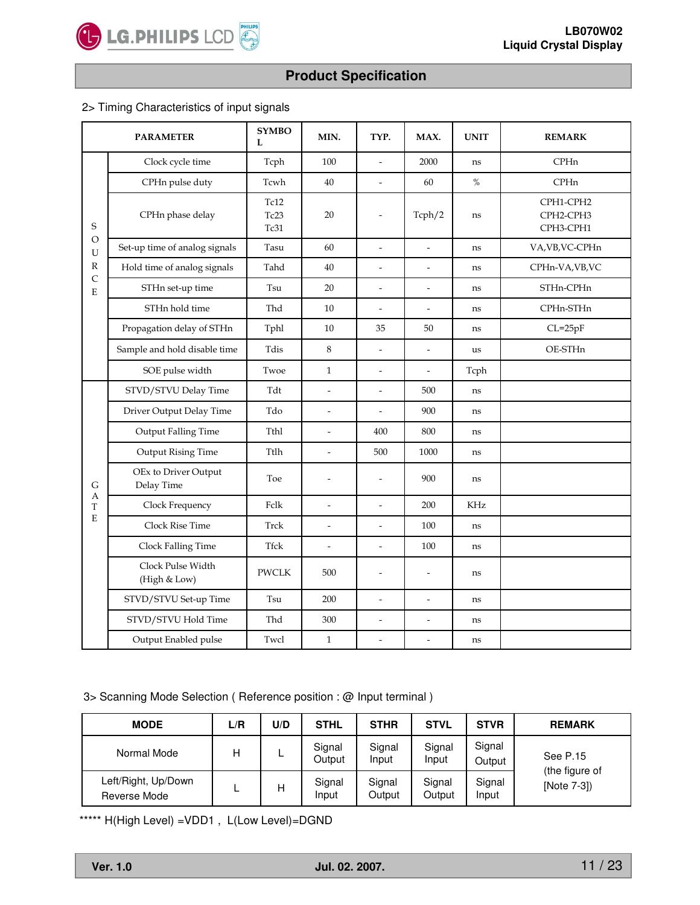## 2> Timing Characteristics of input signals

| | PARAMETER | SYMBOL | MIN. | TYP. | MAX. | UNIT | REMARK |
|---|---|---|---|---|---|---|---|
| SOURCE | Clock cycle time | Tcph | 100 | - | 2000 | ns | CPHn |
| | CPHn pulse duty | Tcwh | 40 | - | 60 | % | CPHn |
| | CPHn phase delay | Tc12<br>Tc23<br>Tc31 | 20 | - | Tcph/2 | ns | CPH1-CPH2<br>CPH2-CPH3<br>CPH3-CPH1 |
| | Set-up time of analog signals | Tasu | 60 | - | - | ns | VA,VB,VC-CPHn |
| | Hold time of analog signals | Tahd | 40 | - | - | ns | CPHn-VA,VB,VC |
| | STHn set-up time | Tsu | 20 | - | - | ns | STHn-CPHn |
| | STHn hold time | Thd | 10 | - | - | ns | CPHn-STHn |
| | Propagation delay of STHn | Tphl | 10 | 35 | 50 | ns | CL=25pF |
| | Sample and hold disable time | Tdis | 8 | - | - | us | OE-STHn |
| | SOE pulse width | Twoe | 1 | - | - | Tcph | |
| GATE | STVD/STVU Delay Time | Tdt | - | - | 500 | ns | |
| | Driver Output Delay Time | Tdo | - | - | 900 | ns | |
| | Output Falling Time | Tthl | - | 400 | 800 | ns | |
| | Output Rising Time | Ttlh | - | 500 | 1000 | ns | |
| | OEx to Driver Output Delay Time | Toe | - | - | 900 | ns | |
| | Clock Frequency | Fclk | - | - | 200 | KHz | |
| | Clock Rise Time | Trck | - | - | 100 | ns | |
| | Clock Falling Time | Tfck | - | - | 100 | ns | |
| | Clock Pulse Width (High & Low) | PWCLK | 500 | - | - | ns | |
| | STVD/STVU Set-up Time | Tsu | 200 | - | - | ns | |
| | STVD/STVU Hold Time | Thd | 300 | - | - | ns | |
| | Output Enabled pulse | Twcl | 1 | - | - | ns | |

## 3> Scanning Mode Selection ( Reference position : @ Input terminal )

| MODE | L/R | U/D | STHL | STHR | STVL | STVR | REMARK |
|---|---|---|---|---|---|---|---|
| Normal Mode | H | L | Signal Output | Signal Input | Signal Input | Signal Output | See P.15 (the figure of [Note 7-3]) |
| Left/Right, Up/Down Reverse Mode | L | H | Signal Input | Signal Output | Signal Output | Signal Input | |

***** H(High Level) =VDD1 , L(Low Level)=DGND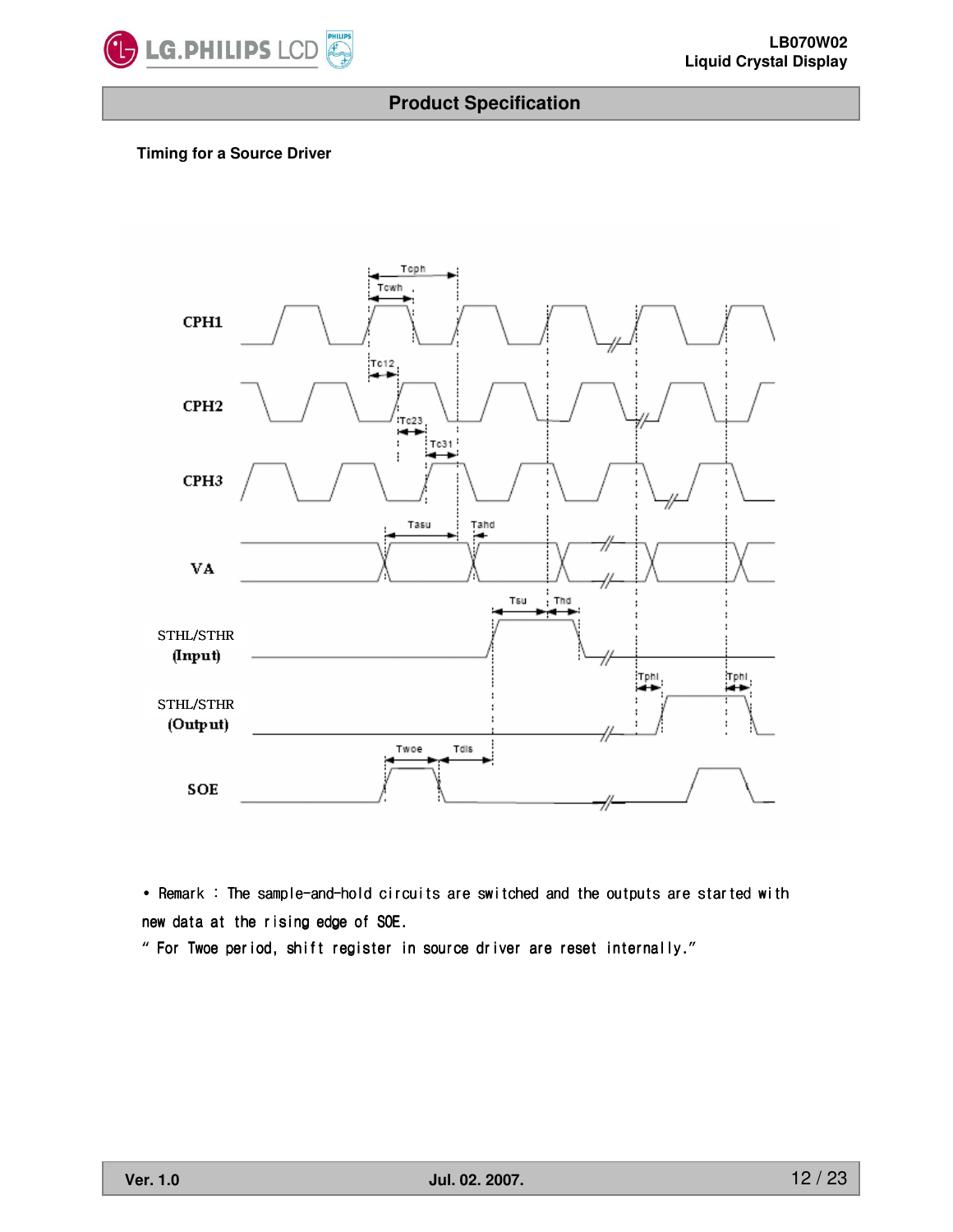**Timing for a Source Driver**

• Remark : The sample-and-hold circuits are switched and the outputs are started with new data at the rising edge of SOE.

" For Twoe period, shift register in source driver are reset internally."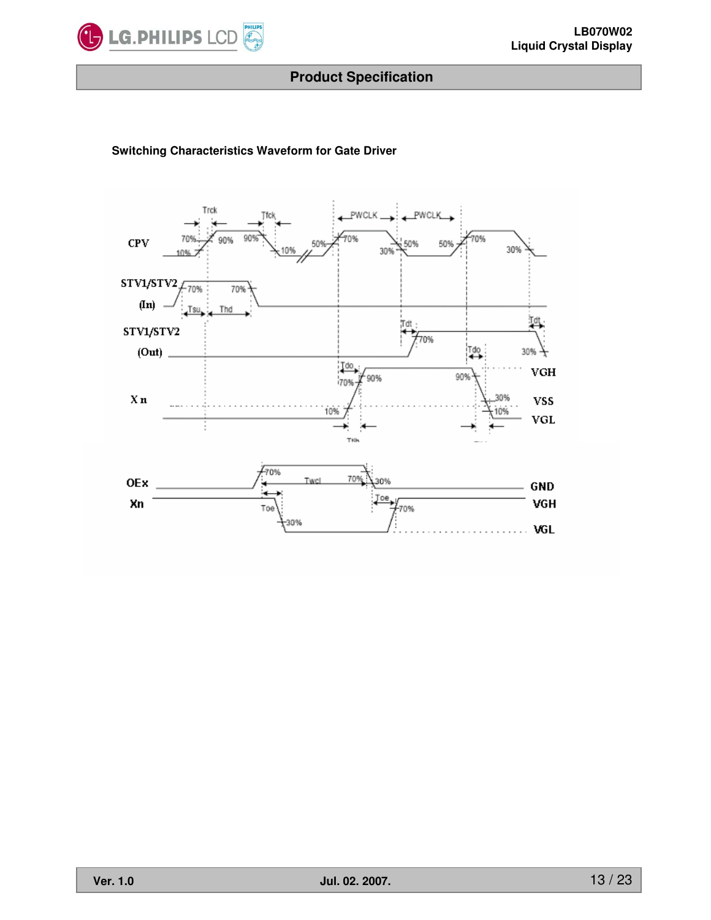**Switching Characteristics Waveform for Gate Driver**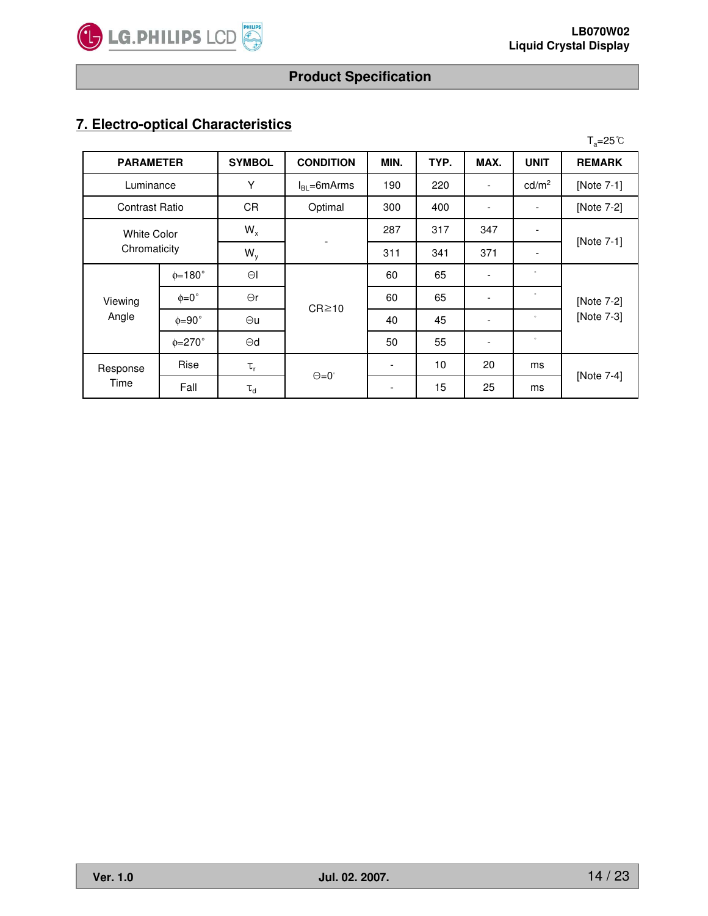## 7. Electro-optical Characteristics

$T_a$=25℃

| PARAMETER | | SYMBOL | CONDITION | MIN. | TYP. | MAX. | UNIT | REMARK |
|---|---|---|---|---|---|---|---|---|
| Luminance | | Y | $I_{BL}$=6mArms | 190 | 220 | - | cd/$m^2$ | [Note 7-1] |
| Contrast Ratio | | CR | Optimal | 300 | 400 | - | - | [Note 7-2] |
| White Color Chromaticity | | $W_x$ | - | 287 | 317 | 347 | - | [Note 7-1] |
| | | $W_y$ | | 311 | 341 | 371 | - | |
| Viewing Angle | ϕ=180° | Θl | CR≥10 | 60 | 65 | - | ° | [Note 7-2] [Note 7-3] |
| | ϕ=0° | Θr | | 60 | 65 | - | ° | |
| | ϕ=90° | Θu | | 40 | 45 | - | ° | |
| | ϕ=270° | Θd | | 50 | 55 | - | ° | |
| Response Time | Rise | $\tau_r$ | Θ=0° | - | 10 | 20 | ms | [Note 7-4] |
| | Fall | $\tau_d$ | | - | 15 | 25 | ms | |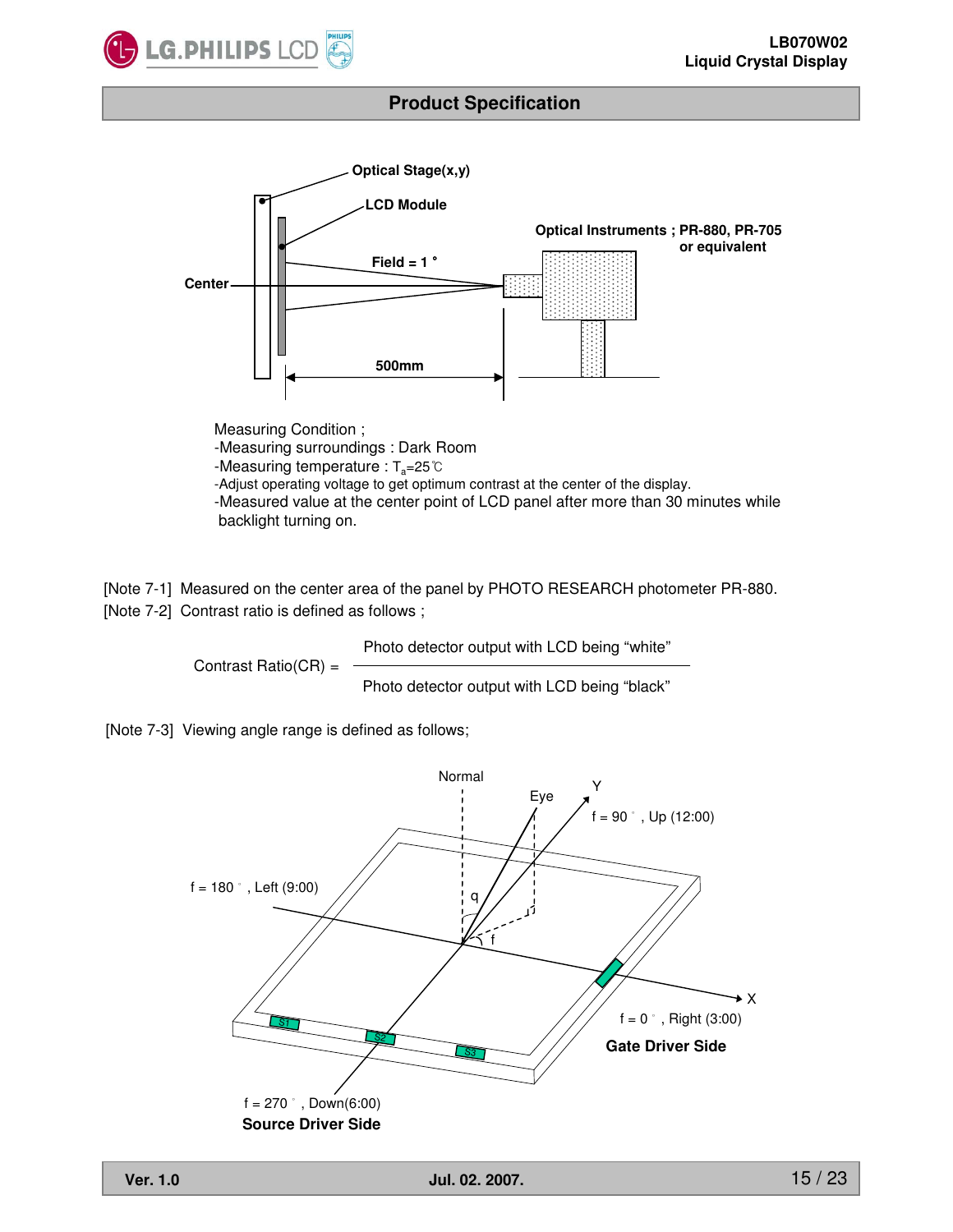## Product Specification

Measuring Condition ;
-Measuring surroundings : Dark Room
-Measuring temperature : $T_a$=25℃
-Adjust operating voltage to get optimum contrast at the center of the display.
-Measured value at the center point of LCD panel after more than 30 minutes while backlight turning on.

[Note 7-1] Measured on the center area of the panel by PHOTO RESEARCH photometer PR-880.

[Note 7-2] Contrast ratio is defined as follows ;

$$\text{Contrast Ratio(CR)} = \frac{\text{Photo detector output with LCD being "white"}}{\text{Photo detector output with LCD being "black"}}$$

[Note 7-3] Viewing angle range is defined as follows;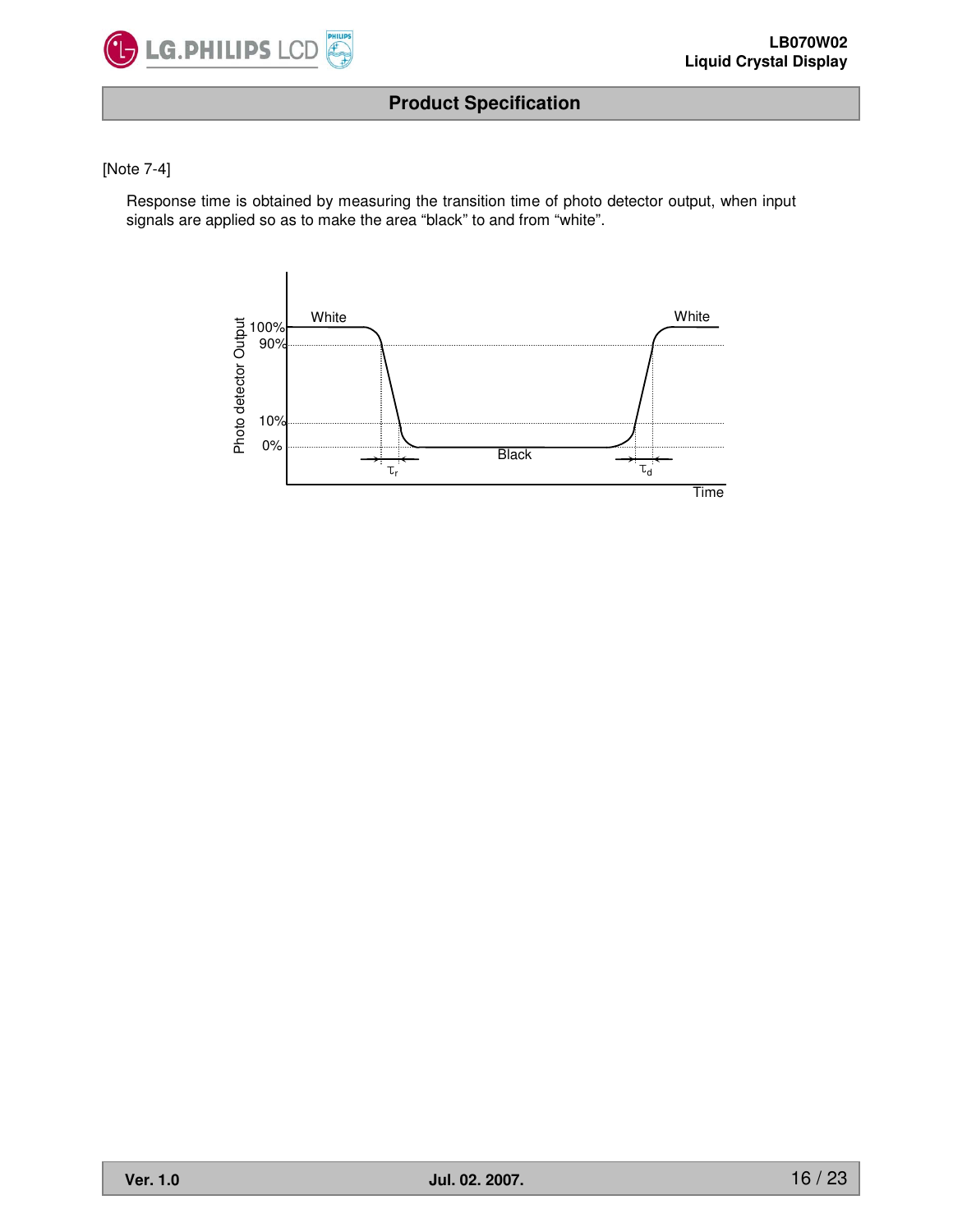[Note 7-4]

Response time is obtained by measuring the transition time of photo detector output, when input signals are applied so as to make the area "black" to and from "white".

Photo detector Output

100%
90%
10%
0%

White

Black

White

$\tau_r$

$\tau_d$

Time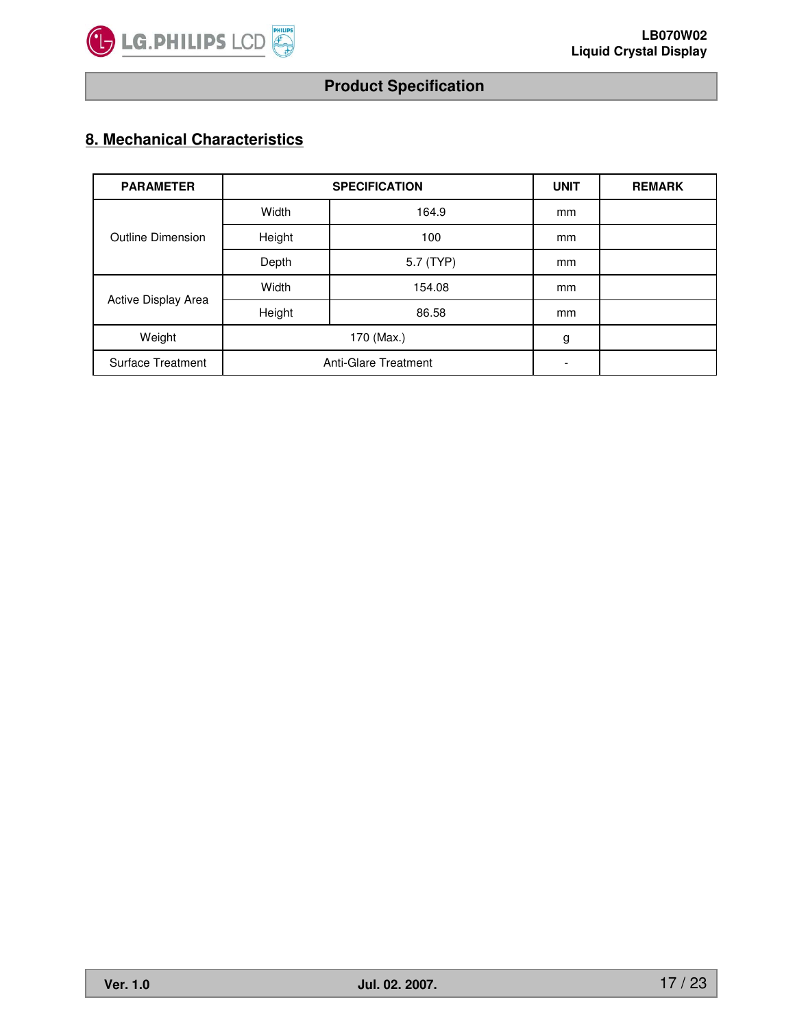## 8. Mechanical Characteristics

| PARAMETER | SPECIFICATION | | UNIT | REMARK |
|---|---|---|---|---|
| Outline Dimension | Width | 164.9 | mm | |
| | Height | 100 | mm | |
| | Depth | 5.7 (TYP) | mm | |
| Active Display Area | Width | 154.08 | mm | |
| | Height | 86.58 | mm | |
| Weight | 170 (Max.) | | g | |
| Surface Treatment | Anti-Glare Treatment | | - | |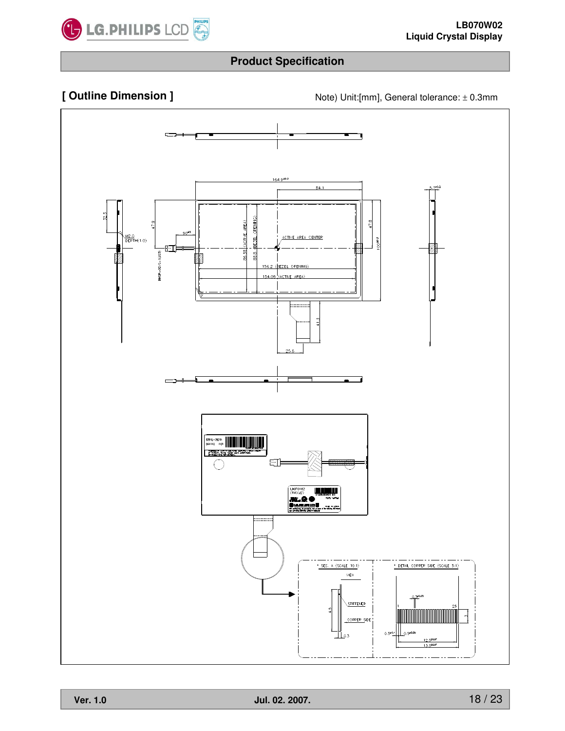# Product Specification

## [ Outline Dimension ]

Note) Unit:[mm], General tolerance: ± 0.3mm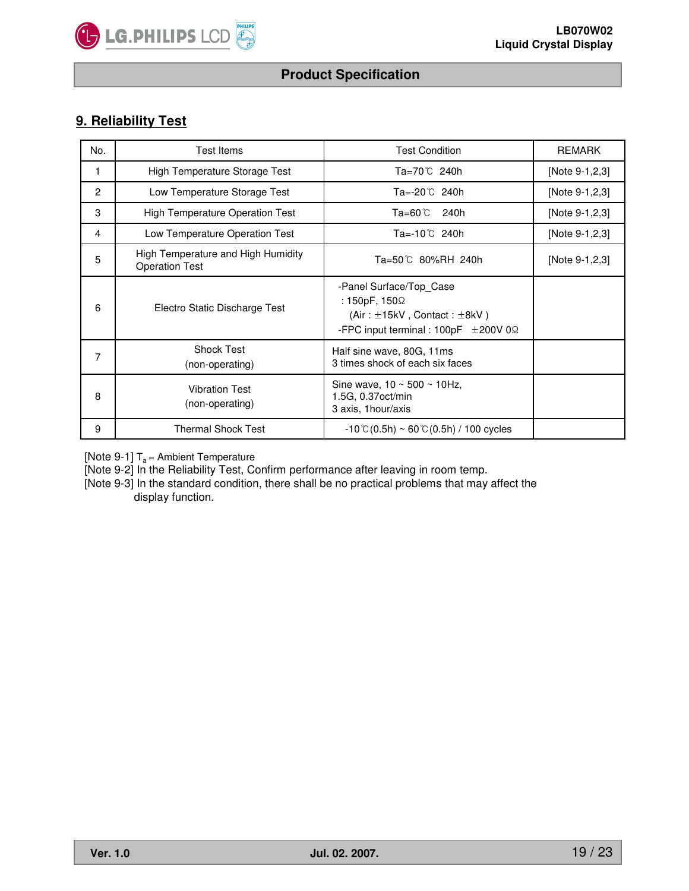## 9. Reliability Test

| No. | Test Items | Test Condition | REMARK |
|---|---|---|---|
| 1 | High Temperature Storage Test | Ta=70℃ 240h | [Note 9-1,2,3] |
| 2 | Low Temperature Storage Test | Ta=-20℃ 240h | [Note 9-1,2,3] |
| 3 | High Temperature Operation Test | Ta=60℃ 240h | [Note 9-1,2,3] |
| 4 | Low Temperature Operation Test | Ta=-10℃ 240h | [Note 9-1,2,3] |
| 5 | High Temperature and High Humidity Operation Test | Ta=50℃ 80%RH 240h | [Note 9-1,2,3] |
| 6 | Electro Static Discharge Test | -Panel Surface/Top_Case : 150pF, 150Ω (Air : ±15kV , Contact : ±8kV ) -FPC input terminal : 100pF ±200V 0Ω | |
| 7 | Shock Test (non-operating) | Half sine wave, 80G, 11ms 3 times shock of each six faces | |
| 8 | Vibration Test (non-operating) | Sine wave, 10 ~ 500 ~ 10Hz, 1.5G, 0.37oct/min 3 axis, 1hour/axis | |
| 9 | Thermal Shock Test | -10℃(0.5h) ~ 60℃(0.5h) / 100 cycles | |

[Note 9-1] $T_a$ = Ambient Temperature

[Note 9-2] In the Reliability Test, Confirm performance after leaving in room temp.

[Note 9-3] In the standard condition, there shall be no practical problems that may affect the display function.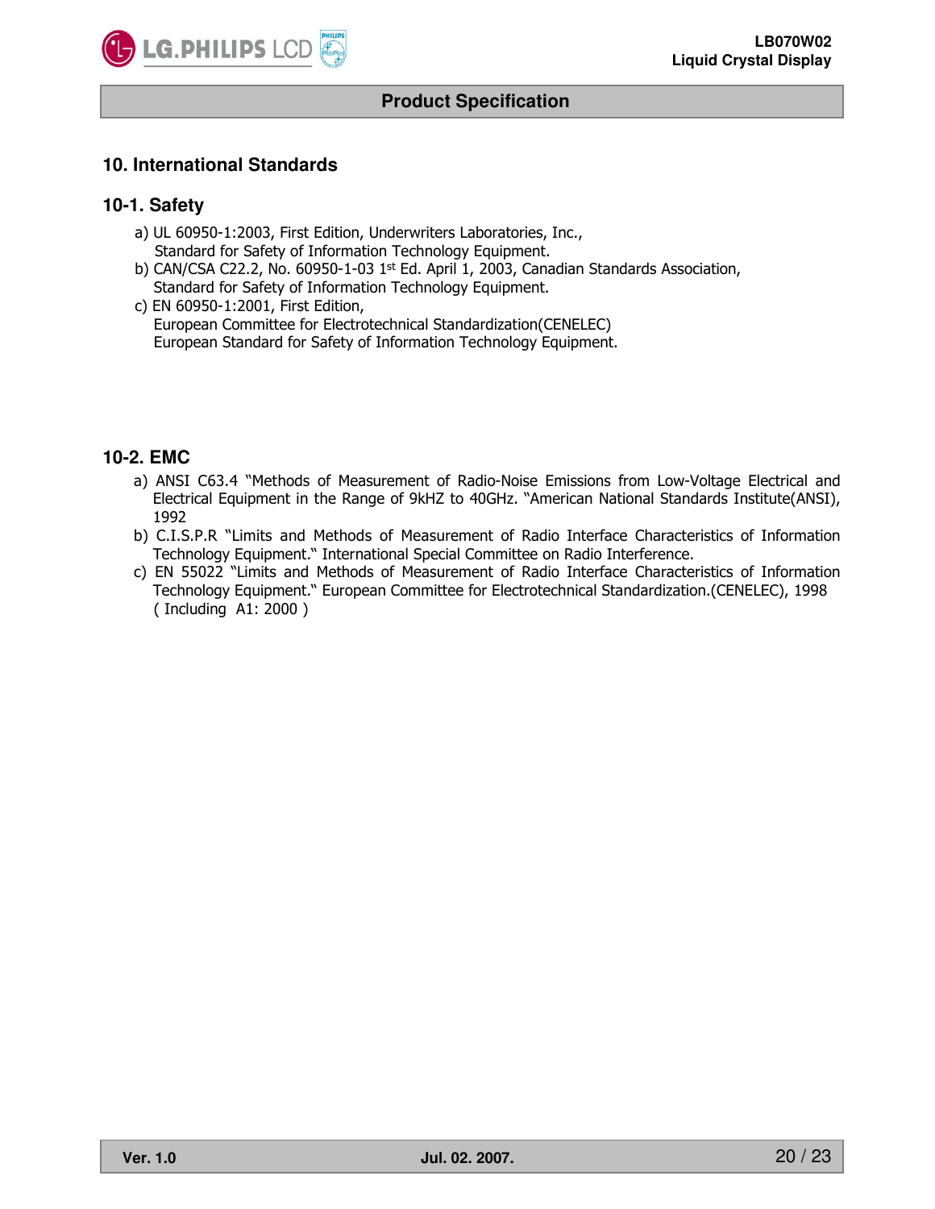## 10. International Standards

### 10-1. Safety

a) UL 60950-1:2003, First Edition, Underwriters Laboratories, Inc.,
   Standard for Safety of Information Technology Equipment.

b) CAN/CSA C22.2, No. 60950-1-03 1st Ed. April 1, 2003, Canadian Standards Association,
   Standard for Safety of Information Technology Equipment.

c) EN 60950-1:2001, First Edition,
   European Committee for Electrotechnical Standardization(CENELEC)
   European Standard for Safety of Information Technology Equipment.

### 10-2. EMC

a) ANSI C63.4 "Methods of Measurement of Radio-Noise Emissions from Low-Voltage Electrical and Electrical Equipment in the Range of 9kHZ to 40GHz. "American National Standards Institute(ANSI), 1992

b) C.I.S.P.R "Limits and Methods of Measurement of Radio Interface Characteristics of Information Technology Equipment." International Special Committee on Radio Interference.

c) EN 55022 "Limits and Methods of Measurement of Radio Interface Characteristics of Information Technology Equipment." European Committee for Electrotechnical Standardization.(CENELEC), 1998 ( Including A1: 2000 )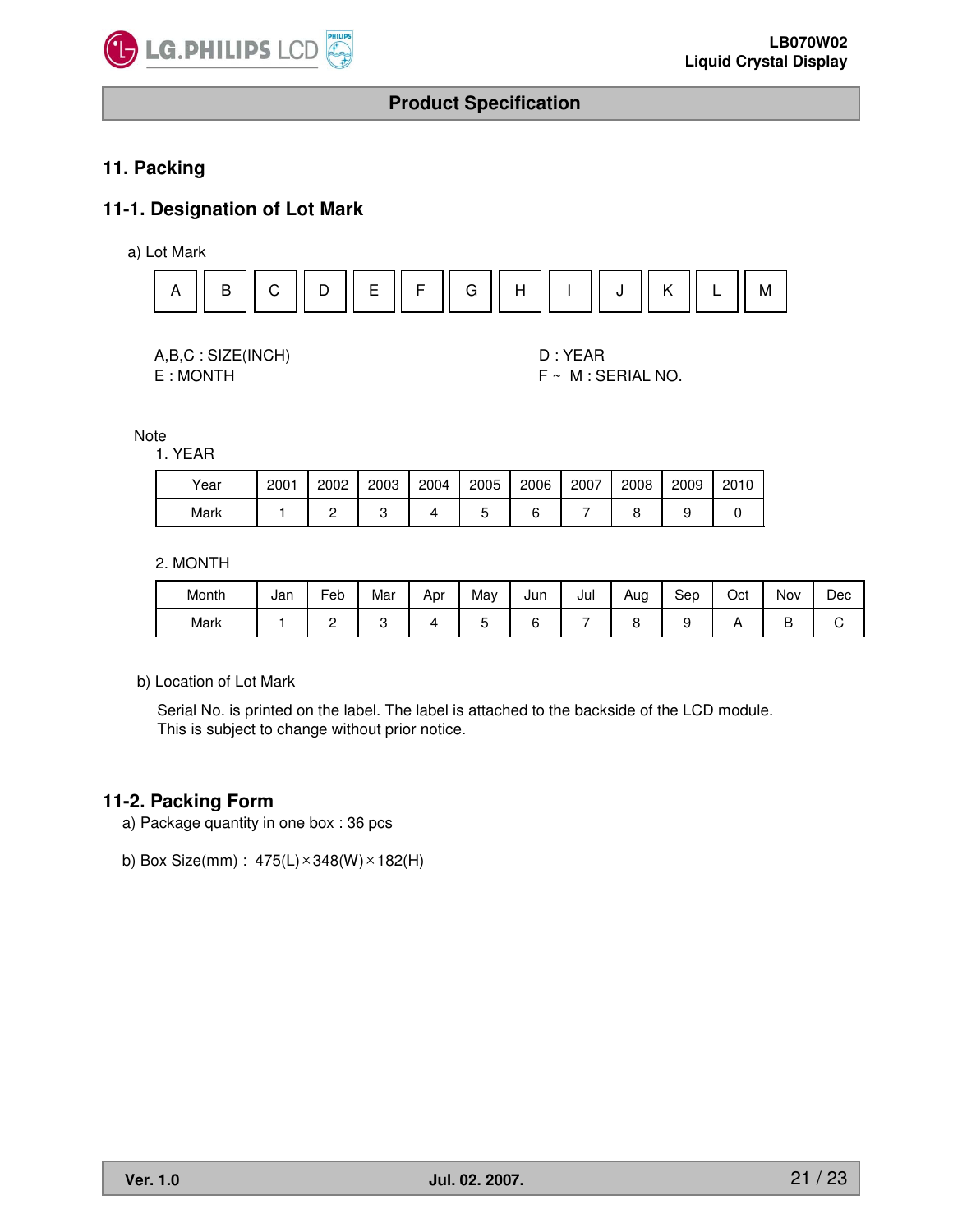## 11. Packing

### 11-1. Designation of Lot Mark

a) Lot Mark

| A | B | C | D | E | F | G | H | I | J | K | L | M |
|---|---|---|---|---|---|---|---|---|---|---|---|---|

A,B,C : SIZE(INCH)
D : YEAR
E : MONTH
F ~ M : SERIAL NO.

Note

1. YEAR

| Year | 2001 | 2002 | 2003 | 2004 | 2005 | 2006 | 2007 | 2008 | 2009 | 2010 |
|---|---|---|---|---|---|---|---|---|---|---|
| Mark | 1 | 2 | 3 | 4 | 5 | 6 | 7 | 8 | 9 | 0 |

2. MONTH

| Month | Jan | Feb | Mar | Apr | May | Jun | Jul | Aug | Sep | Oct | Nov | Dec |
|---|---|---|---|---|---|---|---|---|---|---|---|---|
| Mark | 1 | 2 | 3 | 4 | 5 | 6 | 7 | 8 | 9 | A | B | C |

b) Location of Lot Mark

Serial No. is printed on the label. The label is attached to the backside of the LCD module.
This is subject to change without prior notice.

### 11-2. Packing Form

a) Package quantity in one box : 36 pcs

b) Box Size(mm) : 475(L)×348(W)×182(H)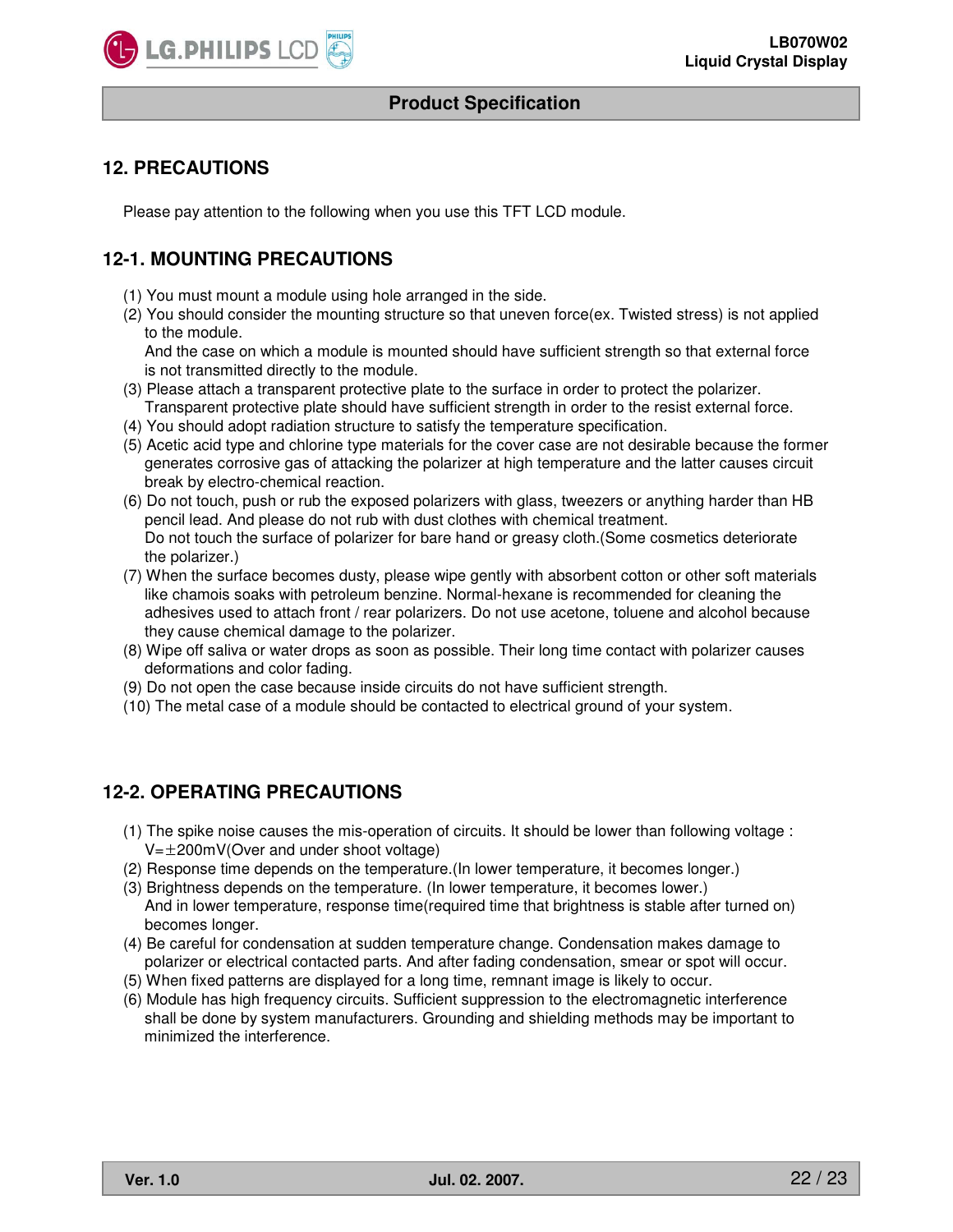## 12. PRECAUTIONS

Please pay attention to the following when you use this TFT LCD module.

### 12-1. MOUNTING PRECAUTIONS

(1) You must mount a module using hole arranged in the side.
(2) You should consider the mounting structure so that uneven force(ex. Twisted stress) is not applied to the module.
And the case on which a module is mounted should have sufficient strength so that external force is not transmitted directly to the module.
(3) Please attach a transparent protective plate to the surface in order to protect the polarizer.
Transparent protective plate should have sufficient strength in order to the resist external force.
(4) You should adopt radiation structure to satisfy the temperature specification.
(5) Acetic acid type and chlorine type materials for the cover case are not desirable because the former generates corrosive gas of attacking the polarizer at high temperature and the latter causes circuit break by electro-chemical reaction.
(6) Do not touch, push or rub the exposed polarizers with glass, tweezers or anything harder than HB pencil lead. And please do not rub with dust clothes with chemical treatment.
Do not touch the surface of polarizer for bare hand or greasy cloth.(Some cosmetics deteriorate the polarizer.)
(7) When the surface becomes dusty, please wipe gently with absorbent cotton or other soft materials like chamois soaks with petroleum benzine. Normal-hexane is recommended for cleaning the adhesives used to attach front / rear polarizers. Do not use acetone, toluene and alcohol because they cause chemical damage to the polarizer.
(8) Wipe off saliva or water drops as soon as possible. Their long time contact with polarizer causes deformations and color fading.
(9) Do not open the case because inside circuits do not have sufficient strength.
(10) The metal case of a module should be contacted to electrical ground of your system.

### 12-2. OPERATING PRECAUTIONS

(1) The spike noise causes the mis-operation of circuits. It should be lower than following voltage :
$V=\pm200mV$(Over and under shoot voltage)
(2) Response time depends on the temperature.(In lower temperature, it becomes longer.)
(3) Brightness depends on the temperature. (In lower temperature, it becomes lower.)
And in lower temperature, response time(required time that brightness is stable after turned on) becomes longer.
(4) Be careful for condensation at sudden temperature change. Condensation makes damage to polarizer or electrical contacted parts. And after fading condensation, smear or spot will occur.
(5) When fixed patterns are displayed for a long time, remnant image is likely to occur.
(6) Module has high frequency circuits. Sufficient suppression to the electromagnetic interference shall be done by system manufacturers. Grounding and shielding methods may be important to minimized the interference.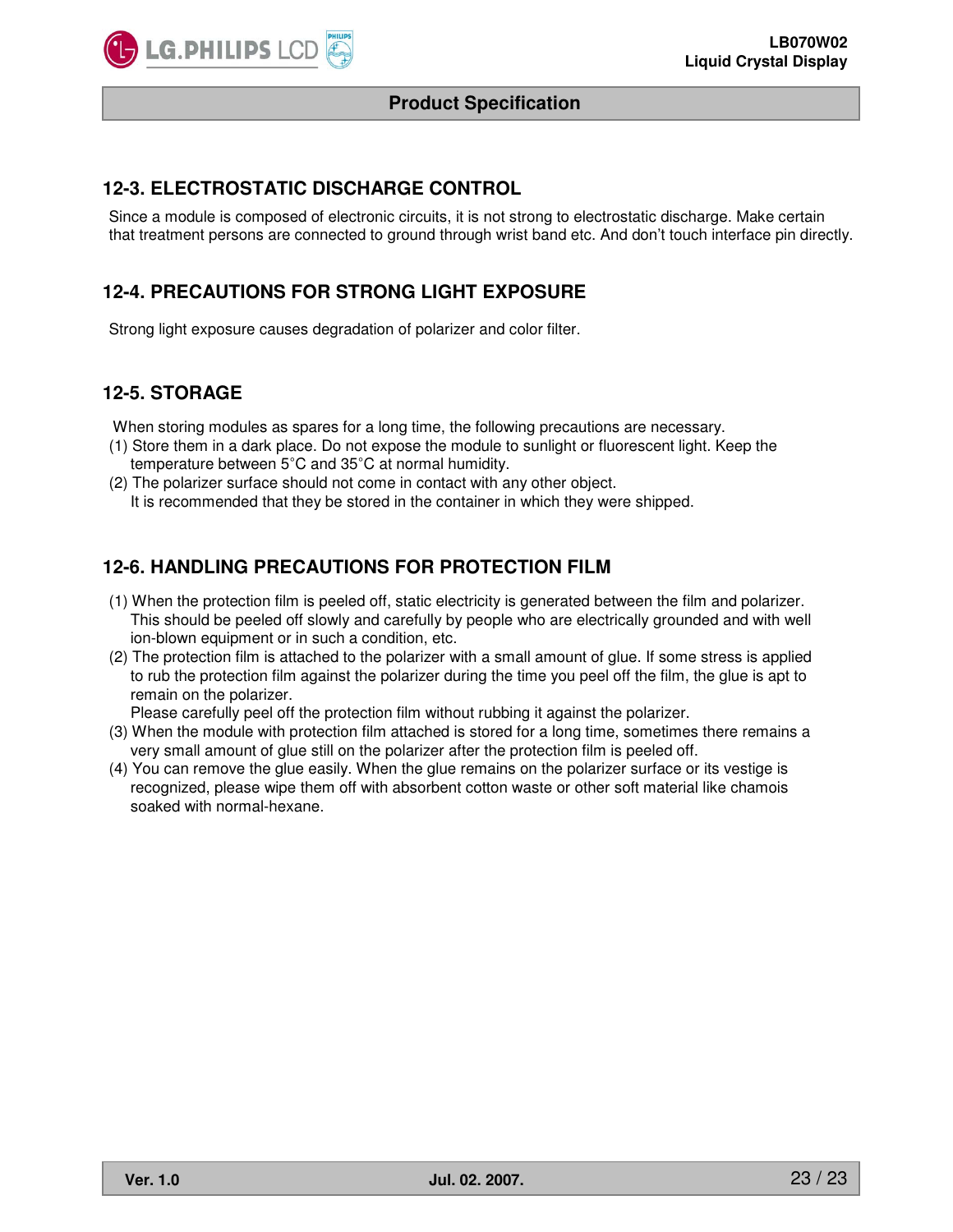## 12-3. ELECTROSTATIC DISCHARGE CONTROL

Since a module is composed of electronic circuits, it is not strong to electrostatic discharge. Make certain that treatment persons are connected to ground through wrist band etc. And don't touch interface pin directly.

## 12-4. PRECAUTIONS FOR STRONG LIGHT EXPOSURE

Strong light exposure causes degradation of polarizer and color filter.

## 12-5. STORAGE

When storing modules as spares for a long time, the following precautions are necessary.

(1) Store them in a dark place. Do not expose the module to sunlight or fluorescent light. Keep the temperature between 5°C and 35°C at normal humidity.

(2) The polarizer surface should not come in contact with any other object.
It is recommended that they be stored in the container in which they were shipped.

## 12-6. HANDLING PRECAUTIONS FOR PROTECTION FILM

(1) When the protection film is peeled off, static electricity is generated between the film and polarizer. This should be peeled off slowly and carefully by people who are electrically grounded and with well ion-blown equipment or in such a condition, etc.

(2) The protection film is attached to the polarizer with a small amount of glue. If some stress is applied to rub the protection film against the polarizer during the time you peel off the film, the glue is apt to remain on the polarizer.
Please carefully peel off the protection film without rubbing it against the polarizer.

(3) When the module with protection film attached is stored for a long time, sometimes there remains a very small amount of glue still on the polarizer after the protection film is peeled off.

(4) You can remove the glue easily. When the glue remains on the polarizer surface or its vestige is recognized, please wipe them off with absorbent cotton waste or other soft material like chamois soaked with normal-hexane.